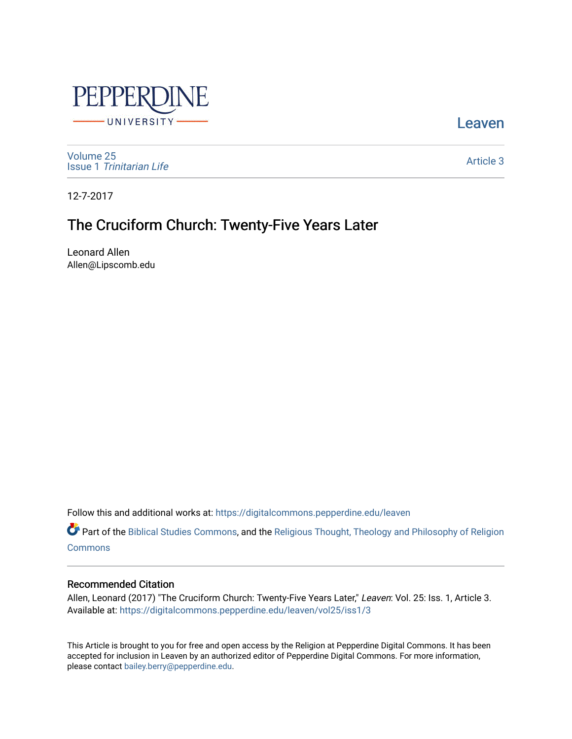Pepperdine University

Leaven

Volume 25
Issue 1 *Trinitarian Life*

Article 3

12-7-2017

# The Cruciform Church: Twenty-Five Years Later

Leonard Allen
Allen@Lipscomb.edu

Follow this and additional works at: https://digitalcommons.pepperdine.edu/leaven

Part of the Biblical Studies Commons, and the Religious Thought, Theology and Philosophy of Religion Commons

## Recommended Citation

Allen, Leonard (2017) "The Cruciform Church: Twenty-Five Years Later," *Leaven*: Vol. 25: Iss. 1, Article 3.
Available at: https://digitalcommons.pepperdine.edu/leaven/vol25/iss1/3

This Article is brought to you for free and open access by the Religion at Pepperdine Digital Commons. It has been accepted for inclusion in Leaven by an authorized editor of Pepperdine Digital Commons. For more information, please contact bailey.berry@pepperdine.edu.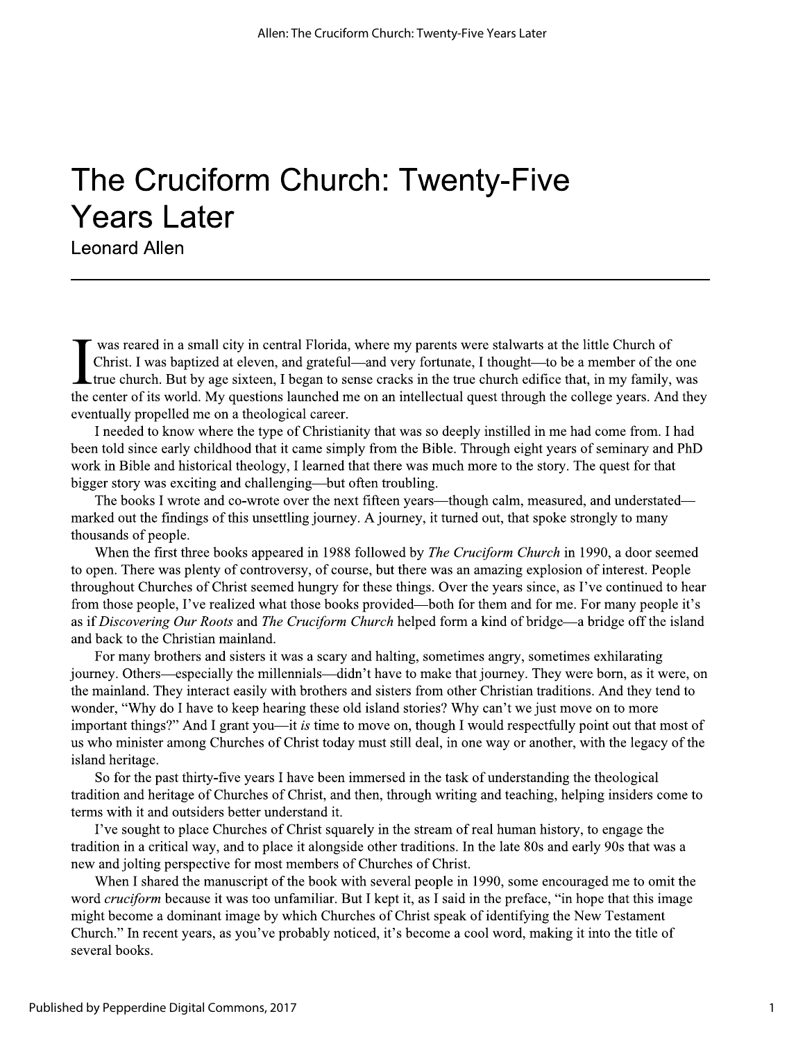# The Cruciform Church: Twenty-Five Years Later

Leonard Allen

I was reared in a small city in central Florida, where my parents were stalwarts at the little Church of Christ. I was baptized at eleven, and grateful—and very fortunate, I thought—to be a member of the one true church. But by age sixteen, I began to sense cracks in the true church edifice that, in my family, was the center of its world. My questions launched me on an intellectual quest through the college years. And they eventually propelled me on a theological career.

I needed to know where the type of Christianity that was so deeply instilled in me had come from. I had been told since early childhood that it came simply from the Bible. Through eight years of seminary and PhD work in Bible and historical theology, I learned that there was much more to the story. The quest for that bigger story was exciting and challenging—but often troubling.

The books I wrote and co-wrote over the next fifteen years—though calm, measured, and understated—marked out the findings of this unsettling journey. A journey, it turned out, that spoke strongly to many thousands of people.

When the first three books appeared in 1988 followed by *The Cruciform Church* in 1990, a door seemed to open. There was plenty of controversy, of course, but there was an amazing explosion of interest. People throughout Churches of Christ seemed hungry for these things. Over the years since, as I've continued to hear from those people, I've realized what those books provided—both for them and for me. For many people it's as if *Discovering Our Roots* and *The Cruciform Church* helped form a kind of bridge—a bridge off the island and back to the Christian mainland.

For many brothers and sisters it was a scary and halting, sometimes angry, sometimes exhilarating journey. Others—especially the millennials—didn't have to make that journey. They were born, as it were, on the mainland. They interact easily with brothers and sisters from other Christian traditions. And they tend to wonder, "Why do I have to keep hearing these old island stories? Why can't we just move on to more important things?" And I grant you—it *is* time to move on, though I would respectfully point out that most of us who minister among Churches of Christ today must still deal, in one way or another, with the legacy of the island heritage.

So for the past thirty-five years I have been immersed in the task of understanding the theological tradition and heritage of Churches of Christ, and then, through writing and teaching, helping insiders come to terms with it and outsiders better understand it.

I've sought to place Churches of Christ squarely in the stream of real human history, to engage the tradition in a critical way, and to place it alongside other traditions. In the late 80s and early 90s that was a new and jolting perspective for most members of Churches of Christ.

When I shared the manuscript of the book with several people in 1990, some encouraged me to omit the word *cruciform* because it was too unfamiliar. But I kept it, as I said in the preface, "in hope that this image might become a dominant image by which Churches of Christ speak of identifying the New Testament Church." In recent years, as you've probably noticed, it's become a cool word, making it into the title of several books.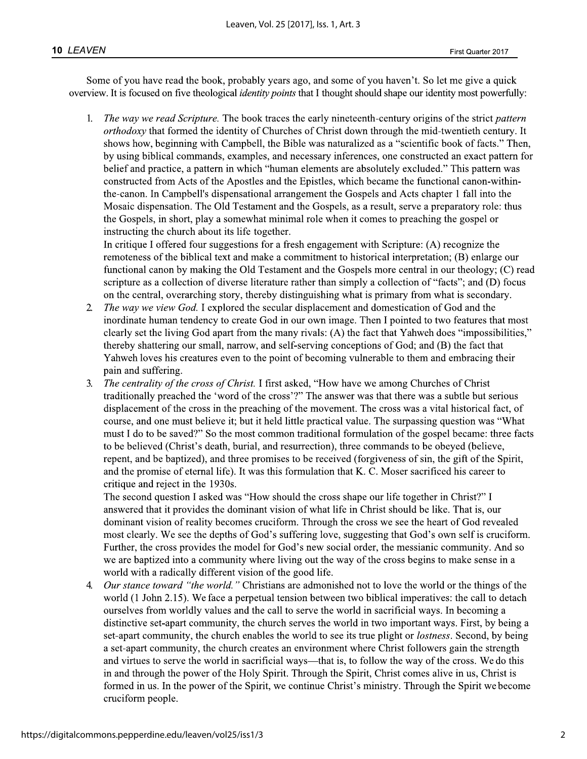Some of you have read the book, probably years ago, and some of you haven't. So let me give a quick overview. It is focused on five theological *identity points* that I thought should shape our identity most powerfully:

1. *The way we read Scripture.* The book traces the early nineteenth-century origins of the strict *pattern orthodoxy* that formed the identity of Churches of Christ down through the mid-twentieth century. It shows how, beginning with Campbell, the Bible was naturalized as a "scientific book of facts." Then, by using biblical commands, examples, and necessary inferences, one constructed an exact pattern for belief and practice, a pattern in which "human elements are absolutely excluded." This pattern was constructed from Acts of the Apostles and the Epistles, which became the functional canon-within-the-canon. In Campbell's dispensational arrangement the Gospels and Acts chapter 1 fall into the Mosaic dispensation. The Old Testament and the Gospels, as a result, serve a preparatory role: thus the Gospels, in short, play a somewhat minimal role when it comes to preaching the gospel or instructing the church about its life together.
   In critique I offered four suggestions for a fresh engagement with Scripture: (A) recognize the remoteness of the biblical text and make a commitment to historical interpretation; (B) enlarge our functional canon by making the Old Testament and the Gospels more central in our theology; (C) read scripture as a collection of diverse literature rather than simply a collection of "facts"; and (D) focus on the central, overarching story, thereby distinguishing what is primary from what is secondary.
2. *The way we view God.* I explored the secular displacement and domestication of God and the inordinate human tendency to create God in our own image. Then I pointed to two features that most clearly set the living God apart from the many rivals: (A) the fact that Yahweh does "impossibilities," thereby shattering our small, narrow, and self-serving conceptions of God; and (B) the fact that Yahweh loves his creatures even to the point of becoming vulnerable to them and embracing their pain and suffering.
3. *The centrality of the cross of Christ.* I first asked, "How have we among Churches of Christ traditionally preached the 'word of the cross'?" The answer was that there was a subtle but serious displacement of the cross in the preaching of the movement. The cross was a vital historical fact, of course, and one must believe it; but it held little practical value. The surpassing question was "What must I do to be saved?" So the most common traditional formulation of the gospel became: three facts to be believed (Christ's death, burial, and resurrection), three commands to be obeyed (believe, repent, and be baptized), and three promises to be received (forgiveness of sin, the gift of the Spirit, and the promise of eternal life). It was this formulation that K. C. Moser sacrificed his career to critique and reject in the 1930s.
   The second question I asked was "How should the cross shape our life together in Christ?" I answered that it provides the dominant vision of what life in Christ should be like. That is, our dominant vision of reality becomes cruciform. Through the cross we see the heart of God revealed most clearly. We see the depths of God's suffering love, suggesting that God's own self is cruciform. Further, the cross provides the model for God's new social order, the messianic community. And so we are baptized into a community where living out the way of the cross begins to make sense in a world with a radically different vision of the good life.
4. *Our stance toward "the world."* Christians are admonished not to love the world or the things of the world (1 John 2.15). We face a perpetual tension between two biblical imperatives: the call to detach ourselves from worldly values and the call to serve the world in sacrificial ways. In becoming a distinctive set-apart community, the church serves the world in two important ways. First, by being a set-apart community, the church enables the world to see its true plight or *lostness*. Second, by being a set-apart community, the church creates an environment where Christ followers gain the strength and virtues to serve the world in sacrificial ways—that is, to follow the way of the cross. We do this in and through the power of the Holy Spirit. Through the Spirit, Christ comes alive in us, Christ is formed in us. In the power of the Spirit, we continue Christ's ministry. Through the Spirit we become cruciform people.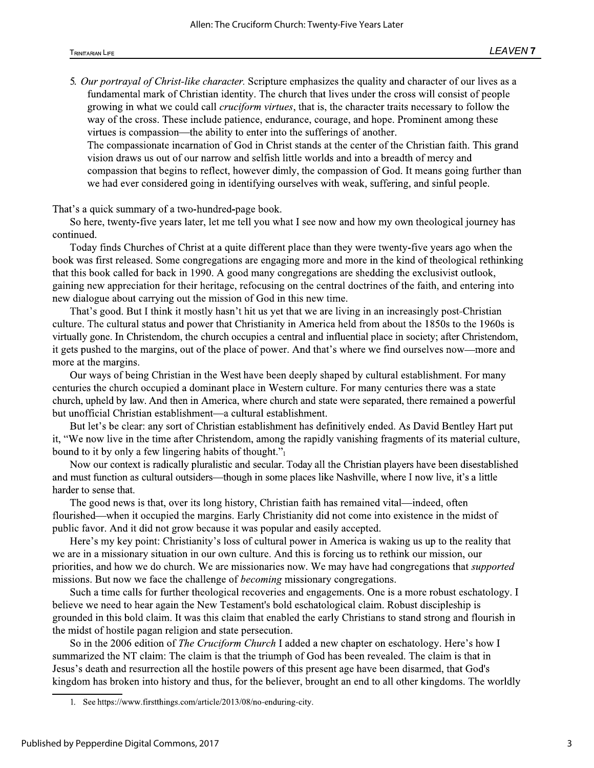5. *Our portrayal of Christ-like character.* Scripture emphasizes the quality and character of our lives as a fundamental mark of Christian identity. The church that lives under the cross will consist of people growing in what we could call *cruciform virtues*, that is, the character traits necessary to follow the way of the cross. These include patience, endurance, courage, and hope. Prominent among these virtues is compassion—the ability to enter into the sufferings of another.
   The compassionate incarnation of God in Christ stands at the center of the Christian faith. This grand vision draws us out of our narrow and selfish little worlds and into a breadth of mercy and compassion that begins to reflect, however dimly, the compassion of God. It means going further than we had ever considered going in identifying ourselves with weak, suffering, and sinful people.

That's a quick summary of a two-hundred-page book.

So here, twenty-five years later, let me tell you what I see now and how my own theological journey has continued.

Today finds Churches of Christ at a quite different place than they were twenty-five years ago when the book was first released. Some congregations are engaging more and more in the kind of theological rethinking that this book called for back in 1990. A good many congregations are shedding the exclusivist outlook, gaining new appreciation for their heritage, refocusing on the central doctrines of the faith, and entering into new dialogue about carrying out the mission of God in this new time.

That's good. But I think it mostly hasn't hit us yet that we are living in an increasingly post-Christian culture. The cultural status and power that Christianity in America held from about the 1850s to the 1960s is virtually gone. In Christendom, the church occupies a central and influential place in society; after Christendom, it gets pushed to the margins, out of the place of power. And that's where we find ourselves now—more and more at the margins.

Our ways of being Christian in the West have been deeply shaped by cultural establishment. For many centuries the church occupied a dominant place in Western culture. For many centuries there was a state church, upheld by law. And then in America, where church and state were separated, there remained a powerful but unofficial Christian establishment—a cultural establishment.

But let's be clear: any sort of Christian establishment has definitively ended. As David Bentley Hart put it, "We now live in the time after Christendom, among the rapidly vanishing fragments of its material culture, bound to it by only a few lingering habits of thought."[1]

Now our context is radically pluralistic and secular. Today all the Christian players have been disestablished and must function as cultural outsiders—though in some places like Nashville, where I now live, it's a little harder to sense that.

The good news is that, over its long history, Christian faith has remained vital—indeed, often flourished—when it occupied the margins. Early Christianity did not come into existence in the midst of public favor. And it did not grow because it was popular and easily accepted.

Here's my key point: Christianity's loss of cultural power in America is waking us up to the reality that we are in a missionary situation in our own culture. And this is forcing us to rethink our mission, our priorities, and how we do church. We are missionaries now. We may have had congregations that *supported* missions. But now we face the challenge of *becoming* missionary congregations.

Such a time calls for further theological recoveries and engagements. One is a more robust eschatology. I believe we need to hear again the New Testament's bold eschatological claim. Robust discipleship is grounded in this bold claim. It was this claim that enabled the early Christians to stand strong and flourish in the midst of hostile pagan religion and state persecution.

So in the 2006 edition of *The Cruciform Church* I added a new chapter on eschatology. Here's how I summarized the NT claim: The claim is that the triumph of God has been revealed. The claim is that in Jesus's death and resurrection all the hostile powers of this present age have been disarmed, that God's kingdom has broken into history and thus, for the believer, brought an end to all other kingdoms. The worldly

1. See https://www.firstthings.com/article/2013/08/no-enduring-city.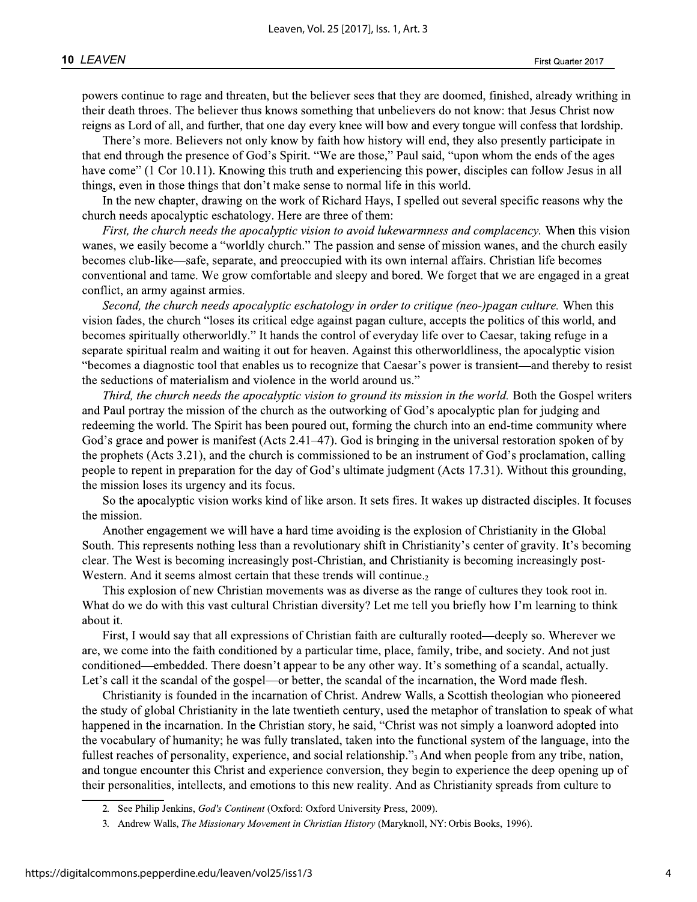powers continue to rage and threaten, but the believer sees that they are doomed, finished, already writhing in their death throes. The believer thus knows something that unbelievers do not know: that Jesus Christ now reigns as Lord of all, and further, that one day every knee will bow and every tongue will confess that lordship.

There's more. Believers not only know by faith how history will end, they also presently participate in that end through the presence of God's Spirit. "We are those," Paul said, "upon whom the ends of the ages have come" (1 Cor 10.11). Knowing this truth and experiencing this power, disciples can follow Jesus in all things, even in those things that don't make sense to normal life in this world.

In the new chapter, drawing on the work of Richard Hays, I spelled out several specific reasons why the church needs apocalyptic eschatology. Here are three of them:

*First, the church needs the apocalyptic vision to avoid lukewarmness and complacency.* When this vision wanes, we easily become a "worldly church." The passion and sense of mission wanes, and the church easily becomes club-like—safe, separate, and preoccupied with its own internal affairs. Christian life becomes conventional and tame. We grow comfortable and sleepy and bored. We forget that we are engaged in a great conflict, an army against armies.

*Second, the church needs apocalyptic eschatology in order to critique (neo-)pagan culture.* When this vision fades, the church "loses its critical edge against pagan culture, accepts the politics of this world, and becomes spiritually otherworldly." It hands the control of everyday life over to Caesar, taking refuge in a separate spiritual realm and waiting it out for heaven. Against this otherworldliness, the apocalyptic vision "becomes a diagnostic tool that enables us to recognize that Caesar's power is transient—and thereby to resist the seductions of materialism and violence in the world around us."

*Third, the church needs the apocalyptic vision to ground its mission in the world.* Both the Gospel writers and Paul portray the mission of the church as the outworking of God's apocalyptic plan for judging and redeeming the world. The Spirit has been poured out, forming the church into an end-time community where God's grace and power is manifest (Acts 2.41–47). God is bringing in the universal restoration spoken of by the prophets (Acts 3.21), and the church is commissioned to be an instrument of God's proclamation, calling people to repent in preparation for the day of God's ultimate judgment (Acts 17.31). Without this grounding, the mission loses its urgency and its focus.

So the apocalyptic vision works kind of like arson. It sets fires. It wakes up distracted disciples. It focuses the mission.

Another engagement we will have a hard time avoiding is the explosion of Christianity in the Global South. This represents nothing less than a revolutionary shift in Christianity's center of gravity. It's becoming clear. The West is becoming increasingly post-Christian, and Christianity is becoming increasingly post-Western. And it seems almost certain that these trends will continue.[2]

This explosion of new Christian movements was as diverse as the range of cultures they took root in. What do we do with this vast cultural Christian diversity? Let me tell you briefly how I'm learning to think about it.

First, I would say that all expressions of Christian faith are culturally rooted—deeply so. Wherever we are, we come into the faith conditioned by a particular time, place, family, tribe, and society. And not just conditioned—embedded. There doesn't appear to be any other way. It's something of a scandal, actually. Let's call it the scandal of the gospel—or better, the scandal of the incarnation, the Word made flesh.

Christianity is founded in the incarnation of Christ. Andrew Walls, a Scottish theologian who pioneered the study of global Christianity in the late twentieth century, used the metaphor of translation to speak of what happened in the incarnation. In the Christian story, he said, "Christ was not simply a loanword adopted into the vocabulary of humanity; he was fully translated, taken into the functional system of the language, into the fullest reaches of personality, experience, and social relationship."[3] And when people from any tribe, nation, and tongue encounter this Christ and experience conversion, they begin to experience the deep opening up of their personalities, intellects, and emotions to this new reality. And as Christianity spreads from culture to

2. See Philip Jenkins, *God's Continent* (Oxford: Oxford University Press, 2009).

3. Andrew Walls, *The Missionary Movement in Christian History* (Maryknoll, NY: Orbis Books, 1996).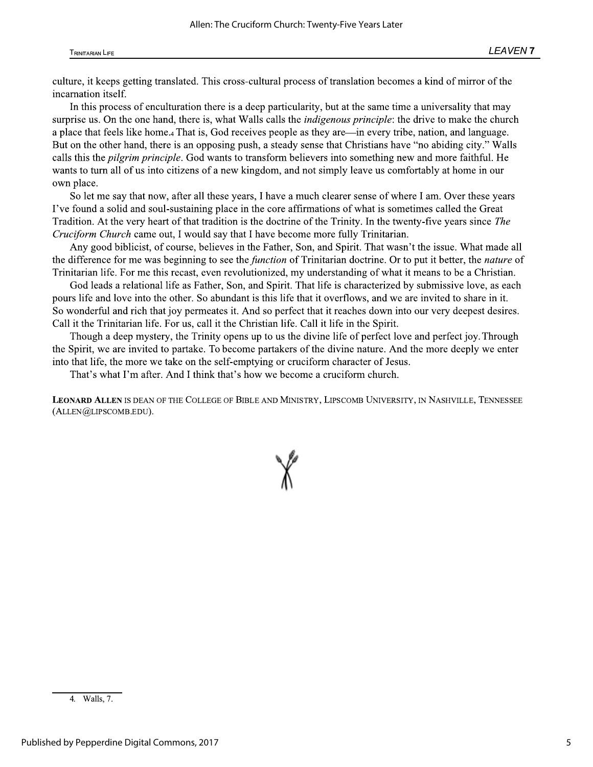culture, it keeps getting translated. This cross-cultural process of translation becomes a kind of mirror of the incarnation itself.

In this process of enculturation there is a deep particularity, but at the same time a universality that may surprise us. On the one hand, there is, what Walls calls the *indigenous principle*: the drive to make the church a place that feels like home.[4] That is, God receives people as they are—in every tribe, nation, and language. But on the other hand, there is an opposing push, a steady sense that Christians have "no abiding city." Walls calls this the *pilgrim principle*. God wants to transform believers into something new and more faithful. He wants to turn all of us into citizens of a new kingdom, and not simply leave us comfortably at home in our own place.

So let me say that now, after all these years, I have a much clearer sense of where I am. Over these years I've found a solid and soul-sustaining place in the core affirmations of what is sometimes called the Great Tradition. At the very heart of that tradition is the doctrine of the Trinity. In the twenty-five years since *The Cruciform Church* came out, I would say that I have become more fully Trinitarian.

Any good biblicist, of course, believes in the Father, Son, and Spirit. That wasn't the issue. What made all the difference for me was beginning to see the *function* of Trinitarian doctrine. Or to put it better, the *nature* of Trinitarian life. For me this recast, even revolutionized, my understanding of what it means to be a Christian.

God leads a relational life as Father, Son, and Spirit. That life is characterized by submissive love, as each pours life and love into the other. So abundant is this life that it overflows, and we are invited to share in it. So wonderful and rich that joy permeates it. And so perfect that it reaches down into our very deepest desires. Call it the Trinitarian life. For us, call it the Christian life. Call it life in the Spirit.

Though a deep mystery, the Trinity opens up to us the divine life of perfect love and perfect joy. Through the Spirit, we are invited to partake. To become partakers of the divine nature. And the more deeply we enter into that life, the more we take on the self-emptying or cruciform character of Jesus.

That's what I'm after. And I think that's how we become a cruciform church.

**Leonard Allen** is dean of the College of Bible and Ministry, Lipscomb University, in Nashville, Tennessee (allen@lipscomb.edu).

4. Walls, 7.